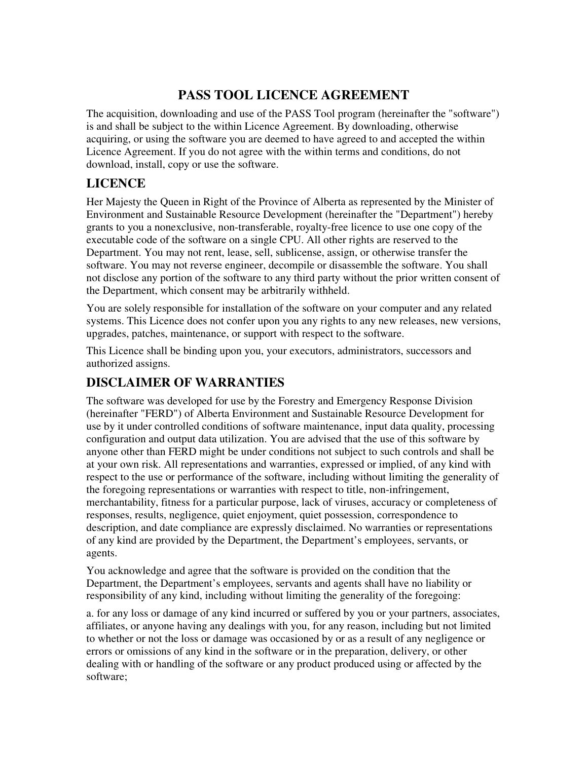# PASS TOOL LICENCE AGREEMENT

The acquisition, downloading and use of the PASS Tool program (hereinafter the "software") is and shall be subject to the within Licence Agreement. By downloading, otherwise acquiring, or using the software you are deemed to have agreed to and accepted the within Licence Agreement. If you do not agree with the within terms and conditions, do not download, install, copy or use the software.

## LICENCE

Her Majesty the Queen in Right of the Province of Alberta as represented by the Minister of Environment and Sustainable Resource Development (hereinafter the "Department") hereby grants to you a nonexclusive, non-transferable, royalty-free licence to use one copy of the executable code of the software on a single CPU. All other rights are reserved to the Department. You may not rent, lease, sell, sublicense, assign, or otherwise transfer the software. You may not reverse engineer, decompile or disassemble the software. You shall not disclose any portion of the software to any third party without the prior written consent of the Department, which consent may be arbitrarily withheld.

You are solely responsible for installation of the software on your computer and any related systems. This Licence does not confer upon you any rights to any new releases, new versions, upgrades, patches, maintenance, or support with respect to the software.

This Licence shall be binding upon you, your executors, administrators, successors and authorized assigns.

## DISCLAIMER OF WARRANTIES

The software was developed for use by the Forestry and Emergency Response Division (hereinafter "FERD") of Alberta Environment and Sustainable Resource Development for use by it under controlled conditions of software maintenance, input data quality, processing configuration and output data utilization. You are advised that the use of this software by anyone other than FERD might be under conditions not subject to such controls and shall be at your own risk. All representations and warranties, expressed or implied, of any kind with respect to the use or performance of the software, including without limiting the generality of the foregoing representations or warranties with respect to title, non-infringement, merchantability, fitness for a particular purpose, lack of viruses, accuracy or completeness of responses, results, negligence, quiet enjoyment, quiet possession, correspondence to description, and date compliance are expressly disclaimed. No warranties or representations of any kind are provided by the Department, the Department's employees, servants, or agents.

You acknowledge and agree that the software is provided on the condition that the Department, the Department's employees, servants and agents shall have no liability or responsibility of any kind, including without limiting the generality of the foregoing:

a. for any loss or damage of any kind incurred or suffered by you or your partners, associates, affiliates, or anyone having any dealings with you, for any reason, including but not limited to whether or not the loss or damage was occasioned by or as a result of any negligence or errors or omissions of any kind in the software or in the preparation, delivery, or other dealing with or handling of the software or any product produced using or affected by the software;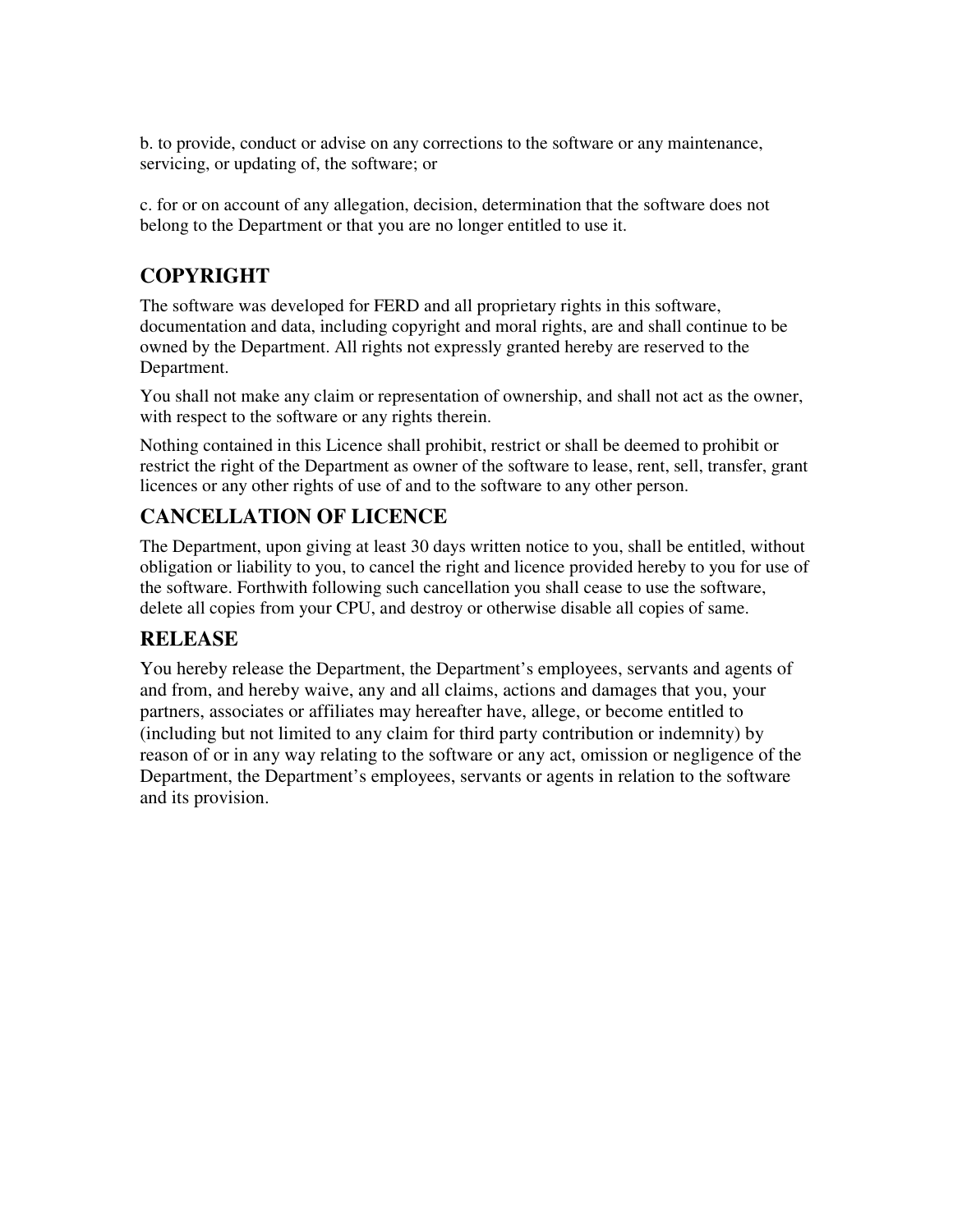b. to provide, conduct or advise on any corrections to the software or any maintenance, servicing, or updating of, the software; or

c. for or on account of any allegation, decision, determination that the software does not belong to the Department or that you are no longer entitled to use it.

## COPYRIGHT

The software was developed for FERD and all proprietary rights in this software, documentation and data, including copyright and moral rights, are and shall continue to be owned by the Department. All rights not expressly granted hereby are reserved to the Department.

You shall not make any claim or representation of ownership, and shall not act as the owner, with respect to the software or any rights therein.

Nothing contained in this Licence shall prohibit, restrict or shall be deemed to prohibit or restrict the right of the Department as owner of the software to lease, rent, sell, transfer, grant licences or any other rights of use of and to the software to any other person.

## CANCELLATION OF LICENCE

The Department, upon giving at least 30 days written notice to you, shall be entitled, without obligation or liability to you, to cancel the right and licence provided hereby to you for use of the software. Forthwith following such cancellation you shall cease to use the software, delete all copies from your CPU, and destroy or otherwise disable all copies of same.

## RELEASE

You hereby release the Department, the Department's employees, servants and agents of and from, and hereby waive, any and all claims, actions and damages that you, your partners, associates or affiliates may hereafter have, allege, or become entitled to (including but not limited to any claim for third party contribution or indemnity) by reason of or in any way relating to the software or any act, omission or negligence of the Department, the Department's employees, servants or agents in relation to the software and its provision.